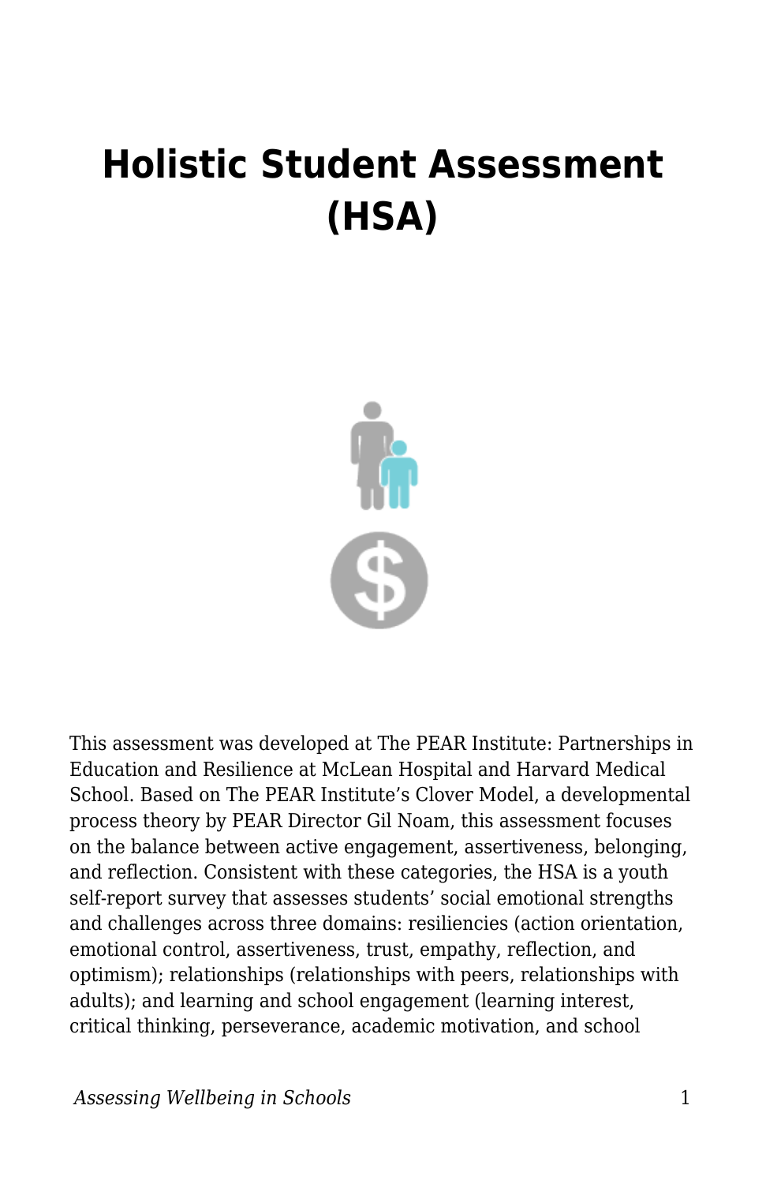# Holistic Student Assessment (HSA)

This assessment was developed at The PEAR Institute: Partnerships in Education and Resilience at McLean Hospital and Harvard Medical School. Based on The PEAR Institute's Clover Model, a developmental process theory by PEAR Director Gil Noam, this assessment focuses on the balance between active engagement, assertiveness, belonging, and reflection. Consistent with these categories, the HSA is a youth self-report survey that assesses students' social emotional strengths and challenges across three domains: resiliencies (action orientation, emotional control, assertiveness, trust, empathy, reflection, and optimism); relationships (relationships with peers, relationships with adults); and learning and school engagement (learning interest, critical thinking, perseverance, academic motivation, and school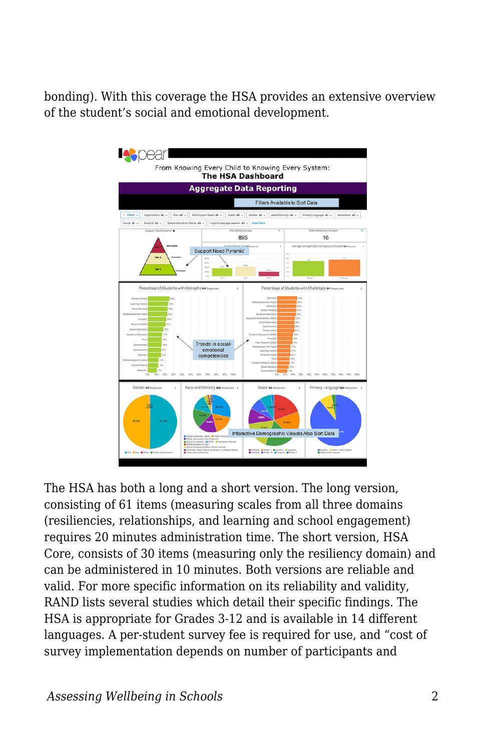bonding). With this coverage the HSA provides an extensive overview of the student's social and emotional development.

The HSA has both a long and a short version. The long version, consisting of 61 items (measuring scales from all three domains (resiliencies, relationships, and learning and school engagement) requires 20 minutes administration time. The short version, HSA Core, consists of 30 items (measuring only the resiliency domain) and can be administered in 10 minutes. Both versions are reliable and valid. For more specific information on its reliability and validity, RAND lists several studies which detail their specific findings. The HSA is appropriate for Grades 3-12 and is available in 14 different languages. A per-student survey fee is required for use, and "cost of survey implementation depends on number of participants and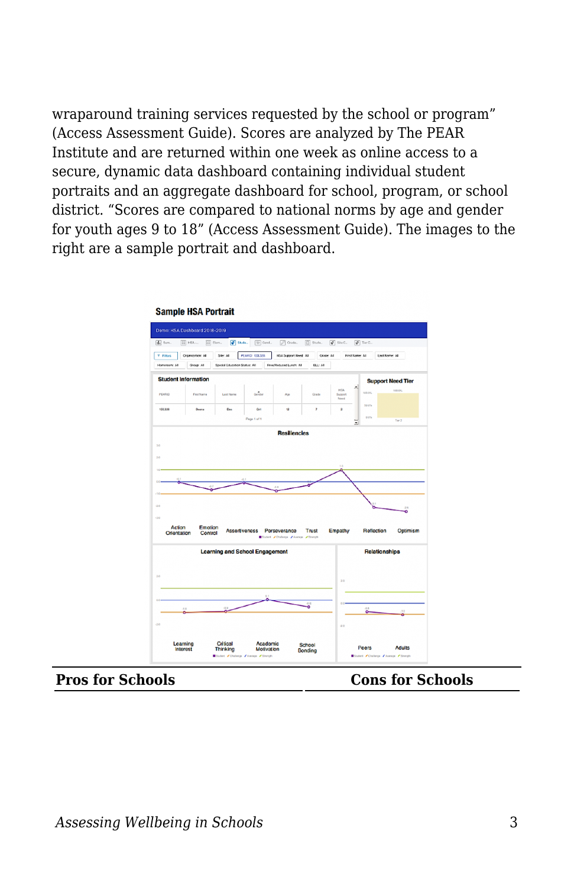wraparound training services requested by the school or program" (Access Assessment Guide). Scores are analyzed by The PEAR Institute and are returned within one week as online access to a secure, dynamic data dashboard containing individual student portraits and an aggregate dashboard for school, program, or school district. "Scores are compared to national norms by age and gender for youth ages 9 to 18" (Access Assessment Guide). The images to the right are a sample portrait and dashboard.

**Sample HSA Portrait**

| Pros for Schools | Cons for Schools |
| --- | --- |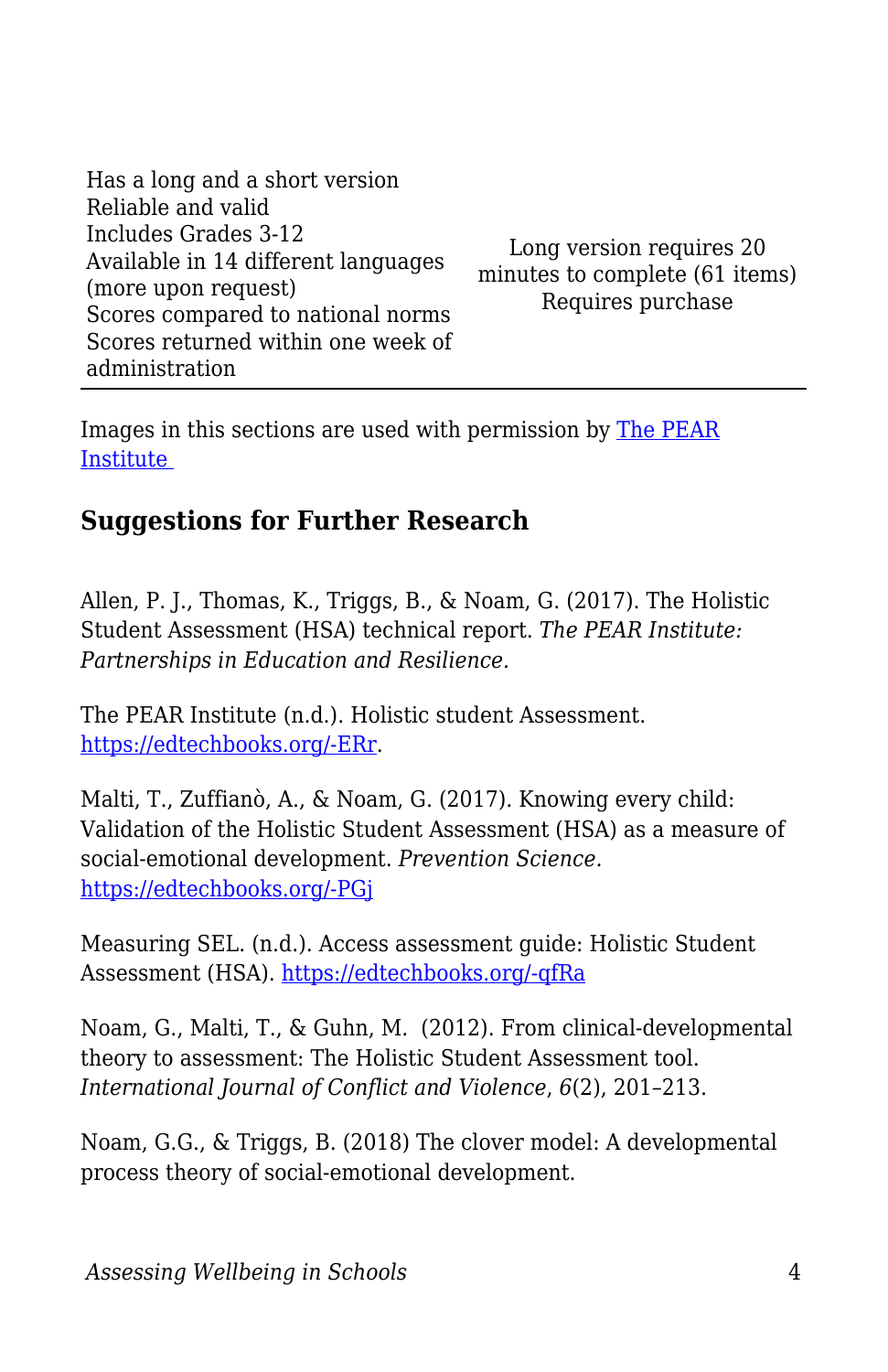| | |
|---|---|
| Has a long and a short version<br>Reliable and valid<br>Includes Grades 3-12<br>Available in 14 different languages (more upon request)<br>Scores compared to national norms<br>Scores returned within one week of administration | Long version requires 20 minutes to complete (61 items)<br>Requires purchase |

Images in this sections are used with permission by [The PEAR Institute](https://edtechbooks.org/-ERr)

## Suggestions for Further Research

Allen, P. J., Thomas, K., Triggs, B., & Noam, G. (2017). The Holistic Student Assessment (HSA) technical report. *The PEAR Institute: Partnerships in Education and Resilience.*

The PEAR Institute (n.d.). Holistic student Assessment. [https://edtechbooks.org/-ERr](https://edtechbooks.org/-ERr).

Malti, T., Zuffianò, A., & Noam, G. (2017). Knowing every child: Validation of the Holistic Student Assessment (HSA) as a measure of social-emotional development. *Prevention Science.* [https://edtechbooks.org/-PGj](https://edtechbooks.org/-PGj)

Measuring SEL. (n.d.). Access assessment guide: Holistic Student Assessment (HSA). [https://edtechbooks.org/-qfRa](https://edtechbooks.org/-qfRa)

Noam, G., Malti, T., & Guhn, M. (2012). From clinical-developmental theory to assessment: The Holistic Student Assessment tool. *International Journal of Conflict and Violence*, *6*(2), 201–213.

Noam, G.G., & Triggs, B. (2018) The clover model: A developmental process theory of social-emotional development.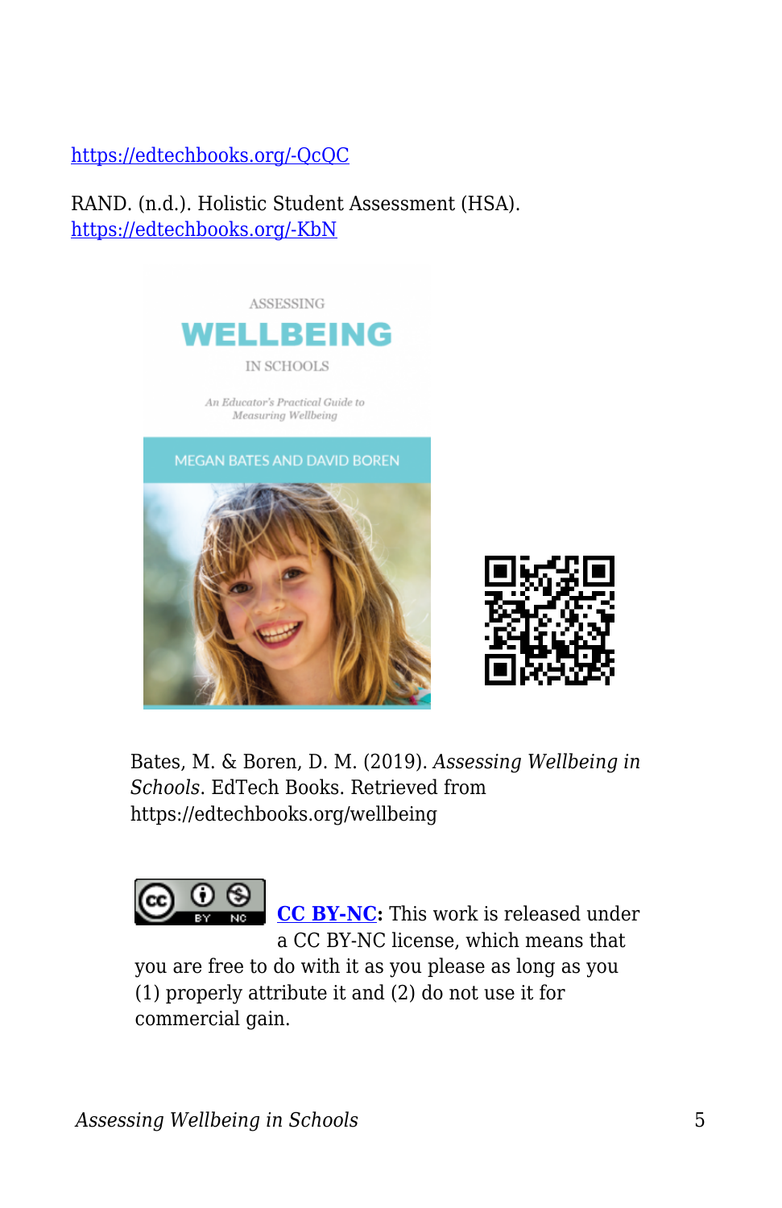https://edtechbooks.org/-QcQC

RAND. (n.d.). Holistic Student Assessment (HSA). https://edtechbooks.org/-KbN

Bates, M. & Boren, D. M. (2019). *Assessing Wellbeing in Schools*. EdTech Books. Retrieved from https://edtechbooks.org/wellbeing

**CC BY-NC:** This work is released under a CC BY-NC license, which means that you are free to do with it as you please as long as you (1) properly attribute it and (2) do not use it for commercial gain.